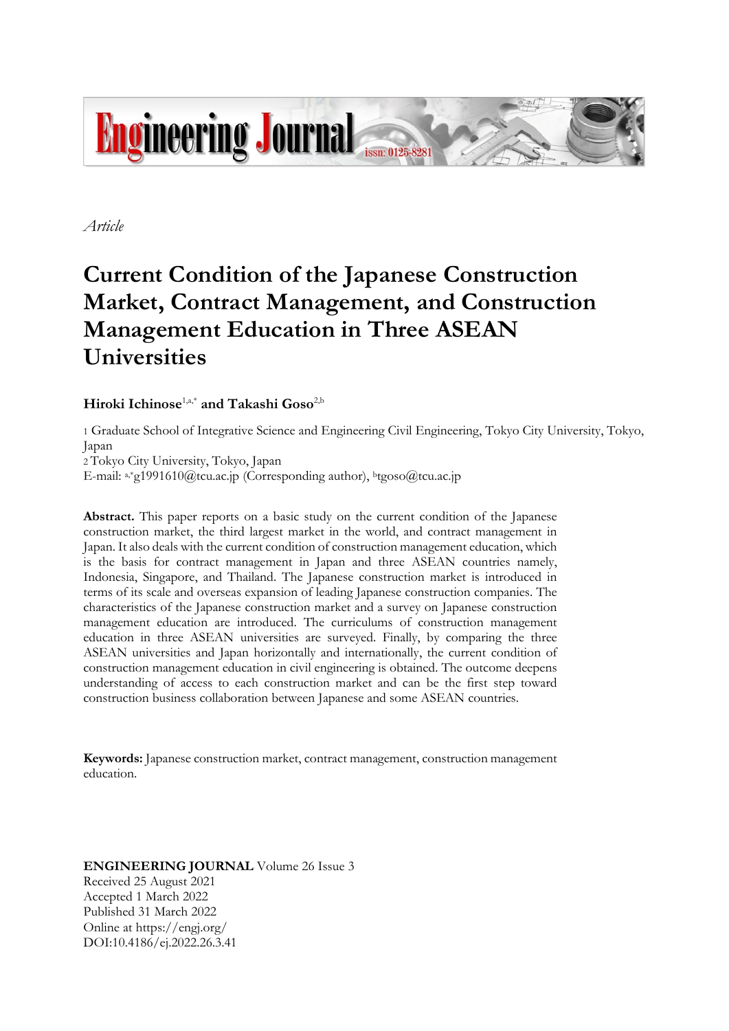*Article*

# Current Condition of the Japanese Construction Market, Contract Management, and Construction Management Education in Three ASEAN Universities

**Hiroki Ichinose**[1,a,*] **and Takashi Goso**[2,b]

1 Graduate School of Integrative Science and Engineering Civil Engineering, Tokyo City University, Tokyo, Japan
2 Tokyo City University, Tokyo, Japan
E-mail: [a,*]g1991610@tcu.ac.jp (Corresponding author), [b]tgoso@tcu.ac.jp

**Abstract.** This paper reports on a basic study on the current condition of the Japanese construction market, the third largest market in the world, and contract management in Japan. It also deals with the current condition of construction management education, which is the basis for contract management in Japan and three ASEAN countries namely, Indonesia, Singapore, and Thailand. The Japanese construction market is introduced in terms of its scale and overseas expansion of leading Japanese construction companies. The characteristics of the Japanese construction market and a survey on Japanese construction management education are introduced. The curriculums of construction management education in three ASEAN universities are surveyed. Finally, by comparing the three ASEAN universities and Japan horizontally and internationally, the current condition of construction management education in civil engineering is obtained. The outcome deepens understanding of access to each construction market and can be the first step toward construction business collaboration between Japanese and some ASEAN countries.

**Keywords:** Japanese construction market, contract management, construction management education.

**ENGINEERING JOURNAL** Volume 26 Issue 3
Received 25 August 2021
Accepted 1 March 2022
Published 31 March 2022
Online at https://engj.org/
DOI:10.4186/ej.2022.26.3.41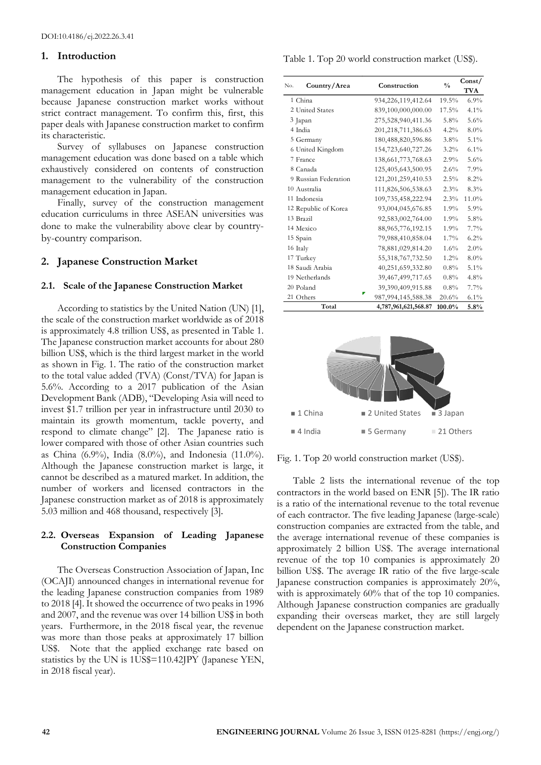## 1. Introduction

The hypothesis of this paper is construction management education in Japan might be vulnerable because Japanese construction market works without strict contract management. To confirm this, first, this paper deals with Japanese construction market to confirm its characteristic.

Survey of syllabuses on Japanese construction management education was done based on a table which exhaustively considered on contents of construction management to the vulnerability of the construction management education in Japan.

Finally, survey of the construction management education curriculums in three ASEAN universities was done to make the vulnerability above clear by country-by-country comparison.

## 2. Japanese Construction Market

### 2.1. Scale of the Japanese Construction Market

According to statistics by the United Nation (UN) [1], the scale of the construction market worldwide as of 2018 is approximately 4.8 trillion US$, as presented in Table 1. The Japanese construction market accounts for about 280 billion US$, which is the third largest market in the world as shown in Fig. 1. The ratio of the construction market to the total value added (TVA) (Const/TVA) for Japan is 5.6%. According to a 2017 publication of the Asian Development Bank (ADB), "Developing Asia will need to invest $1.7 trillion per year in infrastructure until 2030 to maintain its growth momentum, tackle poverty, and respond to climate change" [2]. The Japanese ratio is lower compared with those of other Asian countries such as China (6.9%), India (8.0%), and Indonesia (11.0%). Although the Japanese construction market is large, it cannot be described as a matured market. In addition, the number of workers and licensed contractors in the Japanese construction market as of 2018 is approximately 5.03 million and 468 thousand, respectively [3].

### 2.2. Overseas Expansion of Leading Japanese Construction Companies

The Overseas Construction Association of Japan, Inc (OCAJI) announced changes in international revenue for the leading Japanese construction companies from 1989 to 2018 [4]. It showed the occurrence of two peaks in 1996 and 2007, and the revenue was over 14 billion US$ in both years. Furthermore, in the 2018 fiscal year, the revenue was more than those peaks at approximately 17 billion US$. Note that the applied exchange rate based on statistics by the UN is 1US$=110.42JPY (Japanese YEN, in 2018 fiscal year).

Table 1. Top 20 world construction market (US$).

| No. | Country/Area | Construction | % | Const/TVA |
|---|---|---|---|---|
| 1 | China | 934,226,119,412.64 | 19.5% | 6.9% |
| 2 | United States | 839,100,000,000.00 | 17.5% | 4.1% |
| 3 | Japan | 275,528,940,411.36 | 5.8% | 5.6% |
| 4 | India | 201,218,711,386.63 | 4.2% | 8.0% |
| 5 | Germany | 180,488,820,596.86 | 3.8% | 5.1% |
| 6 | United Kingdom | 154,723,640,727.26 | 3.2% | 6.1% |
| 7 | France | 138,661,773,768.63 | 2.9% | 5.6% |
| 8 | Canada | 125,405,643,500.95 | 2.6% | 7.9% |
| 9 | Russian Federation | 121,201,259,410.53 | 2.5% | 8.2% |
| 10 | Australia | 111,826,506,538.63 | 2.3% | 8.3% |
| 11 | Indonesia | 109,735,458,222.94 | 2.3% | 11.0% |
| 12 | Republic of Korea | 93,004,045,676.85 | 1.9% | 5.9% |
| 13 | Brazil | 92,583,002,764.00 | 1.9% | 5.8% |
| 14 | Mexico | 88,965,776,192.15 | 1.9% | 7.7% |
| 15 | Spain | 79,988,410,858.04 | 1.7% | 6.2% |
| 16 | Italy | 78,881,029,814.20 | 1.6% | 2.0% |
| 17 | Turkey | 55,318,767,732.50 | 1.2% | 8.0% |
| 18 | Saudi Arabia | 40,251,659,332.80 | 0.8% | 5.1% |
| 19 | Netherlands | 39,467,499,717.65 | 0.8% | 4.8% |
| 20 | Poland | 39,390,409,915.88 | 0.8% | 7.7% |
| 21 | Others | 987,994,145,588.38 | 20.6% | 6.1% |
| | Total | 4,787,961,621,568.87 | 100.0% | 5.8% |

Fig. 1. Top 20 world construction market (US$).

Table 2 lists the international revenue of the top contractors in the world based on ENR [5]). The IR ratio is a ratio of the international revenue to the total revenue of each contractor. The five leading Japanese (large-scale) construction companies are extracted from the table, and the average international revenue of these companies is approximately 2 billion US$. The average international revenue of the top 10 companies is approximately 20 billion US$. The average IR ratio of the five large-scale Japanese construction companies is approximately 20%, with is approximately 60% that of the top 10 companies. Although Japanese construction companies are gradually expanding their overseas market, they are still largely dependent on the Japanese construction market.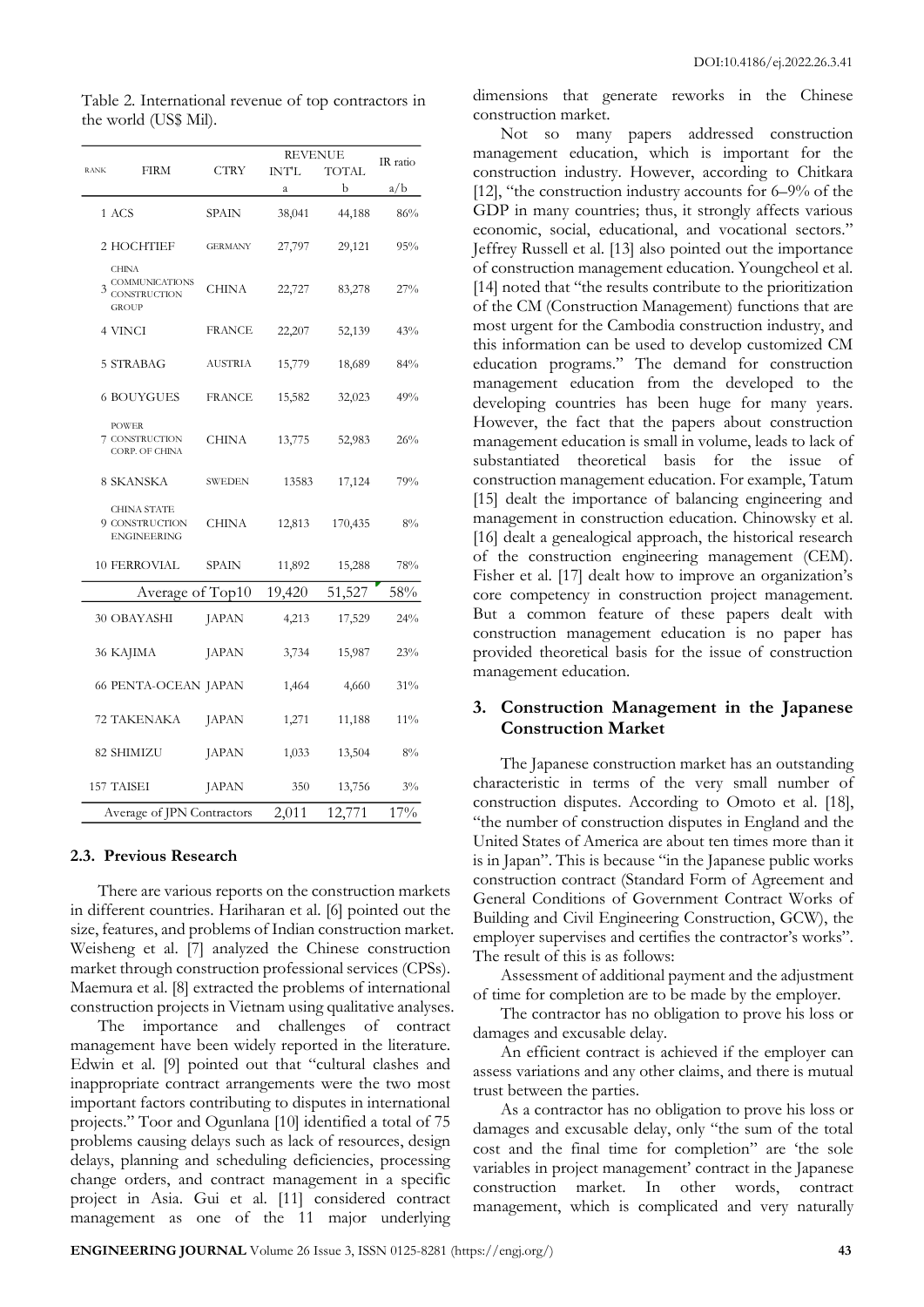Table 2. International revenue of top contractors in the world (US$ Mil).

| RANK | FIRM | CTRY | REVENUE INT'L | REVENUE TOTAL | IR ratio |
|---|---|---|---|---|---|
| | | | a | b | a/b |
| 1 | ACS | SPAIN | 38,041 | 44,188 | 86% |
| 2 | HOCHTIEF | GERMANY | 27,797 | 29,121 | 95% |
| 3 | CHINA COMMUNICATIONS CONSTRUCTION GROUP | CHINA | 22,727 | 83,278 | 27% |
| 4 | VINCI | FRANCE | 22,207 | 52,139 | 43% |
| 5 | STRABAG | AUSTRIA | 15,779 | 18,689 | 84% |
| 6 | BOUYGUES | FRANCE | 15,582 | 32,023 | 49% |
| 7 | POWER CONSTRUCTION CORP. OF CHINA | CHINA | 13,775 | 52,983 | 26% |
| 8 | SKANSKA | SWEDEN | 13583 | 17,124 | 79% |
| 9 | CHINA STATE CONSTRUCTION ENGINEERING | CHINA | 12,813 | 170,435 | 8% |
| 10 | FERROVIAL | SPAIN | 11,892 | 15,288 | 78% |
| Average of Top10 | | | 19,420 | 51,527 | 58% |
| 30 | OBAYASHI | JAPAN | 4,213 | 17,529 | 24% |
| 36 | KAJIMA | JAPAN | 3,734 | 15,987 | 23% |
| 66 | PENTA-OCEAN | JAPAN | 1,464 | 4,660 | 31% |
| 72 | TAKENAKA | JAPAN | 1,271 | 11,188 | 11% |
| 82 | SHIMIZU | JAPAN | 1,033 | 13,504 | 8% |
| 157 | TAISEI | JAPAN | 350 | 13,756 | 3% |
| Average of JPN Contractors | | | 2,011 | 12,771 | 17% |

### 2.3. Previous Research

There are various reports on the construction markets in different countries. Hariharan et al. [6] pointed out the size, features, and problems of Indian construction market. Weisheng et al. [7] analyzed the Chinese construction market through construction professional services (CPSs). Maemura et al. [8] extracted the problems of international construction projects in Vietnam using qualitative analyses.

The importance and challenges of contract management have been widely reported in the literature. Edwin et al. [9] pointed out that "cultural clashes and inappropriate contract arrangements were the two most important factors contributing to disputes in international projects." Toor and Ogunlana [10] identified a total of 75 problems causing delays such as lack of resources, design delays, planning and scheduling deficiencies, processing change orders, and contract management in a specific project in Asia. Gui et al. [11] considered contract management as one of the 11 major underlying dimensions that generate reworks in the Chinese construction market.

Not so many papers addressed construction management education, which is important for the construction industry. However, according to Chitkara [12], "the construction industry accounts for 6–9% of the GDP in many countries; thus, it strongly affects various economic, social, educational, and vocational sectors." Jeffrey Russell et al. [13] also pointed out the importance of construction management education. Youngcheol et al. [14] noted that "the results contribute to the prioritization of the CM (Construction Management) functions that are most urgent for the Cambodia construction industry, and this information can be used to develop customized CM education programs." The demand for construction management education from the developed to the developing countries has been huge for many years. However, the fact that the papers about construction management education is small in volume, leads to lack of substantiated theoretical basis for the issue of construction management education. For example, Tatum [15] dealt the importance of balancing engineering and management in construction education. Chinowsky et al. [16] dealt a genealogical approach, the historical research of the construction engineering management (CEM). Fisher et al. [17] dealt how to improve an organization's core competency in construction project management. But a common feature of these papers dealt with construction management education is no paper has provided theoretical basis for the issue of construction management education.

## 3. Construction Management in the Japanese Construction Market

The Japanese construction market has an outstanding characteristic in terms of the very small number of construction disputes. According to Omoto et al. [18], "the number of construction disputes in England and the United States of America are about ten times more than it is in Japan". This is because "in the Japanese public works construction contract (Standard Form of Agreement and General Conditions of Government Contract Works of Building and Civil Engineering Construction, GCW), the employer supervises and certifies the contractor's works". The result of this is as follows:

Assessment of additional payment and the adjustment of time for completion are to be made by the employer.

The contractor has no obligation to prove his loss or damages and excusable delay.

An efficient contract is achieved if the employer can assess variations and any other claims, and there is mutual trust between the parties.

As a contractor has no obligation to prove his loss or damages and excusable delay, only "the sum of the total cost and the final time for completion" are 'the sole variables in project management' contract in the Japanese construction market. In other words, contract management, which is complicated and very naturally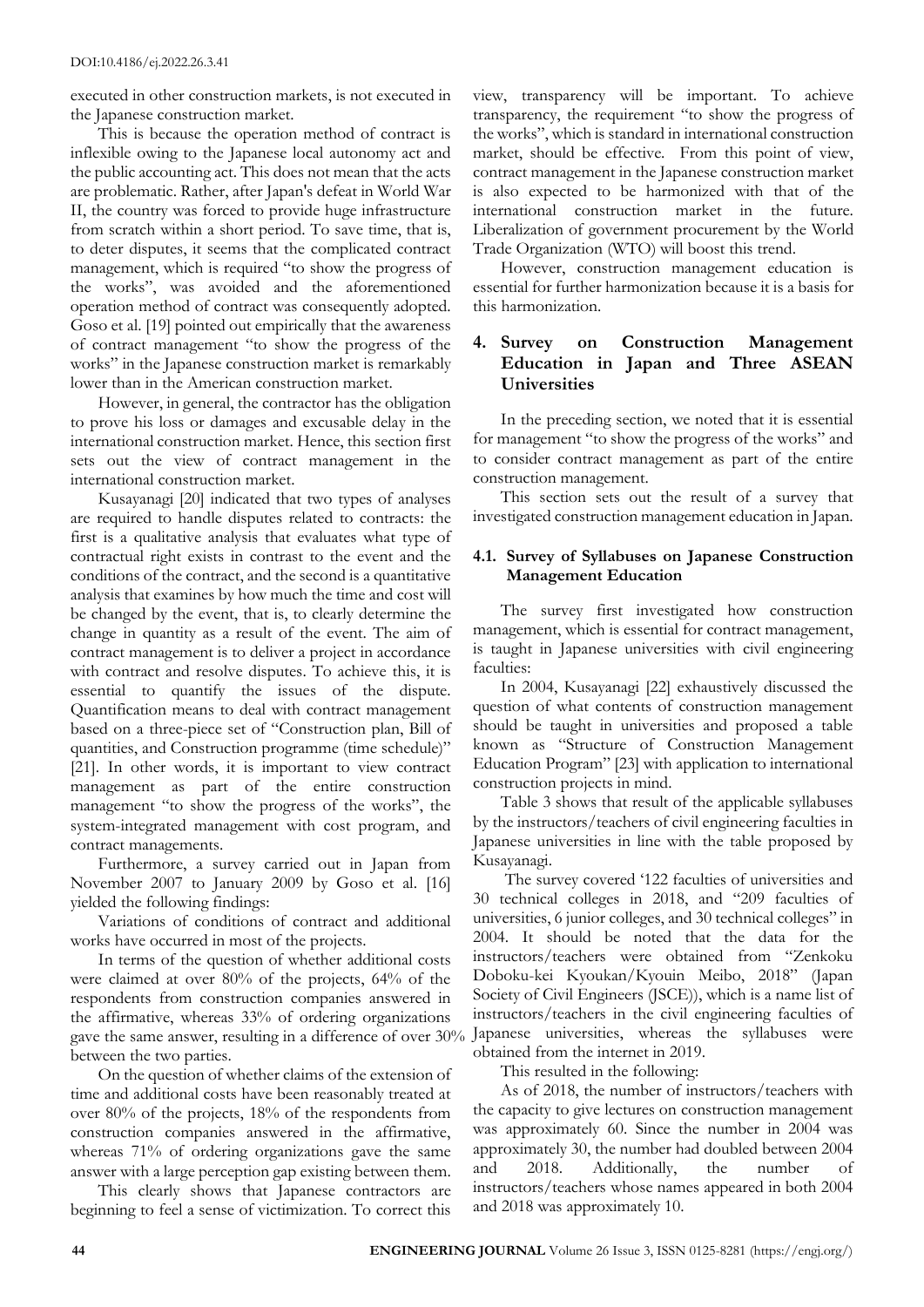executed in other construction markets, is not executed in the Japanese construction market.

This is because the operation method of contract is inflexible owing to the Japanese local autonomy act and the public accounting act. This does not mean that the acts are problematic. Rather, after Japan's defeat in World War II, the country was forced to provide huge infrastructure from scratch within a short period. To save time, that is, to deter disputes, it seems that the complicated contract management, which is required "to show the progress of the works", was avoided and the aforementioned operation method of contract was consequently adopted. Goso et al. [19] pointed out empirically that the awareness of contract management "to show the progress of the works" in the Japanese construction market is remarkably lower than in the American construction market.

However, in general, the contractor has the obligation to prove his loss or damages and excusable delay in the international construction market. Hence, this section first sets out the view of contract management in the international construction market.

Kusayanagi [20] indicated that two types of analyses are required to handle disputes related to contracts: the first is a qualitative analysis that evaluates what type of contractual right exists in contrast to the event and the conditions of the contract, and the second is a quantitative analysis that examines by how much the time and cost will be changed by the event, that is, to clearly determine the change in quantity as a result of the event. The aim of contract management is to deliver a project in accordance with contract and resolve disputes. To achieve this, it is essential to quantify the issues of the dispute. Quantification means to deal with contract management based on a three-piece set of "Construction plan, Bill of quantities, and Construction programme (time schedule)" [21]. In other words, it is important to view contract management as part of the entire construction management "to show the progress of the works", the system-integrated management with cost program, and contract managements.

Furthermore, a survey carried out in Japan from November 2007 to January 2009 by Goso et al. [16] yielded the following findings:

Variations of conditions of contract and additional works have occurred in most of the projects.

In terms of the question of whether additional costs were claimed at over 80% of the projects, 64% of the respondents from construction companies answered in the affirmative, whereas 33% of ordering organizations gave the same answer, resulting in a difference of over 30% between the two parties.

On the question of whether claims of the extension of time and additional costs have been reasonably treated at over 80% of the projects, 18% of the respondents from construction companies answered in the affirmative, whereas 71% of ordering organizations gave the same answer with a large perception gap existing between them.

This clearly shows that Japanese contractors are beginning to feel a sense of victimization. To correct this view, transparency will be important. To achieve transparency, the requirement "to show the progress of the works", which is standard in international construction market, should be effective. From this point of view, contract management in the Japanese construction market is also expected to be harmonized with that of the international construction market in the future. Liberalization of government procurement by the World Trade Organization (WTO) will boost this trend.

However, construction management education is essential for further harmonization because it is a basis for this harmonization.

## 4. Survey on Construction Management Education in Japan and Three ASEAN Universities

In the preceding section, we noted that it is essential for management "to show the progress of the works" and to consider contract management as part of the entire construction management.

This section sets out the result of a survey that investigated construction management education in Japan.

### 4.1. Survey of Syllabuses on Japanese Construction Management Education

The survey first investigated how construction management, which is essential for contract management, is taught in Japanese universities with civil engineering faculties:

In 2004, Kusayanagi [22] exhaustively discussed the question of what contents of construction management should be taught in universities and proposed a table known as "Structure of Construction Management Education Program" [23] with application to international construction projects in mind.

Table 3 shows that result of the applicable syllabuses by the instructors/teachers of civil engineering faculties in Japanese universities in line with the table proposed by Kusayanagi.

The survey covered '122 faculties of universities and 30 technical colleges in 2018, and "209 faculties of universities, 6 junior colleges, and 30 technical colleges" in 2004. It should be noted that the data for the instructors/teachers were obtained from "Zenkoku Doboku-kei Kyoukan/Kyouin Meibo, 2018" (Japan Society of Civil Engineers (JSCE)), which is a name list of instructors/teachers in the civil engineering faculties of Japanese universities, whereas the syllabuses were obtained from the internet in 2019.

This resulted in the following:

As of 2018, the number of instructors/teachers with the capacity to give lectures on construction management was approximately 60. Since the number in 2004 was approximately 30, the number had doubled between 2004 and 2018. Additionally, the number of instructors/teachers whose names appeared in both 2004 and 2018 was approximately 10.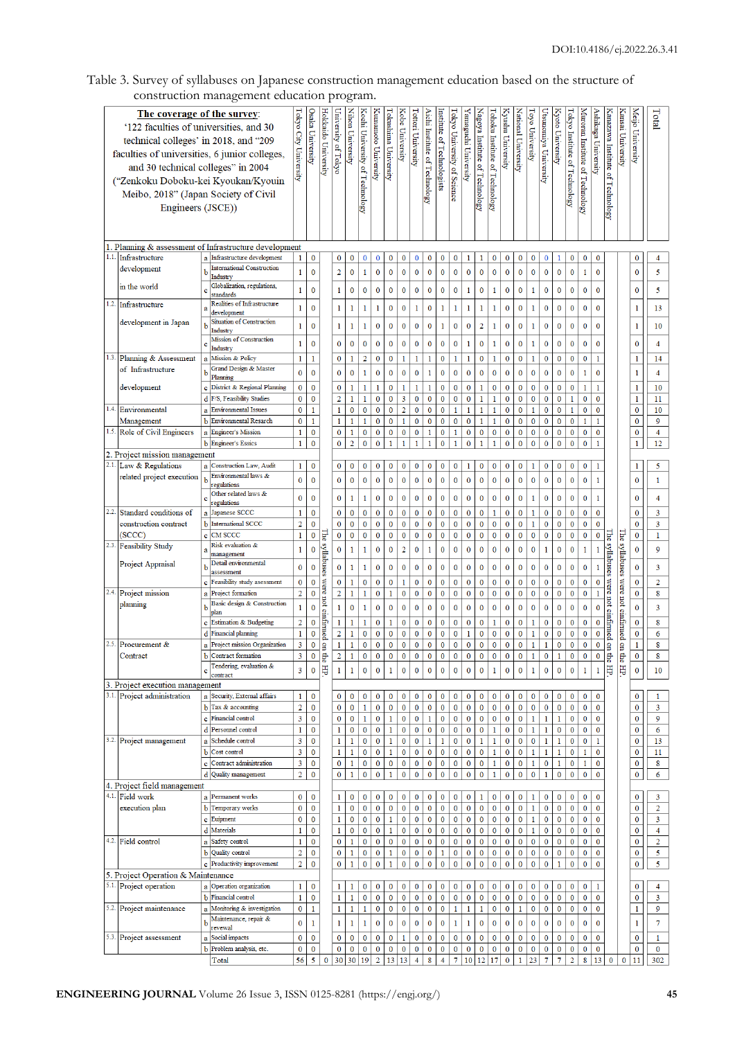Table 3. Survey of syllabuses on Japanese construction management education based on the structure of construction management education program.

| **The coverage of the survey**: '122 faculties of universities, and 30 technical colleges' in 2018, and "209 faculties of universities, 6 junior colleges, and 30 technical colleges" in 2004 ("Zenkoku Doboku-kei Kyoukan/Kyouin Meibo, 2018" (Japan Society of Civil Engineers (JSCE))) | | | | Tokyo City University | Osaka University | Hokkaido University | University of Tokyo | Nihon University | Kochi University of Technology | Kumamoto University | Tokushima University | Kobe University | Tottori University | Aichi Institute of Technology | Institute of Technologists | Tokyo University of Science | Yamaguchi University | Nagoya Institute of Technology | Tohoku Institute of Technology | Kyushu University | National University | Toyo University | Utsunomiya University | Kyoto University | Tokyo Institute of Technology | Muroran Institute of Technology | Ashikaga University | Kanazawa Institute of Technology | Kansai University | Meijo University | Total |
|---|---|---|---|---|---|---|---|---|---|---|---|---|---|---|---|---|---|---|---|---|---|---|---|---|---|---|---|---|---|---|---|
| **1. Planning & assessment of Infrastructure development** | | | | | | | | | | | | | | | | | | | | | | | | | | | | | | | |
| 1.1. | Infrastructure development in the world | a | Infrastructure development | 1 | 0 | The syllabuses were not confirmed on the HP. | 0 | 0 | 0 | 0 | 0 | 0 | 0 | 0 | 0 | 0 | 1 | 1 | 0 | 0 | 0 | 0 | 0 | 1 | 0 | 0 | 0 | The syllabuses were not confirmed on the HP. | The syllabuses were not confirmed on the HP. | 0 | 4 |
| | | b | International Construction Industry | 1 | 0 | | 2 | 0 | 1 | 0 | 0 | 0 | 0 | 0 | 0 | 0 | 0 | 0 | 0 | 0 | 0 | 0 | 0 | 0 | 0 | 1 | 0 | | | 0 | 5 |
| | | c | Globalization, regulations, standards | 1 | 0 | | 1 | 0 | 0 | 0 | 0 | 0 | 0 | 0 | 0 | 0 | 1 | 0 | 1 | 0 | 0 | 1 | 0 | 0 | 0 | 0 | 0 | | | 0 | 5 |
| 1.2. | Infrastructure development in Japan | a | Realities of Infrastructure development | 1 | 0 | | 1 | 1 | 1 | 1 | 0 | 0 | 1 | 0 | 1 | 1 | 1 | 1 | 1 | 0 | 0 | 1 | 0 | 0 | 0 | 0 | 0 | | | 1 | 13 |
| | | b | Situation of Construction Industry | 1 | 0 | | 1 | 1 | 1 | 0 | 0 | 0 | 0 | 0 | 1 | 0 | 0 | 2 | 1 | 0 | 0 | 1 | 0 | 0 | 0 | 0 | 0 | | | 1 | 10 |
| | | c | Mission of Construction Industry | 1 | 0 | | 0 | 0 | 0 | 0 | 0 | 0 | 0 | 0 | 0 | 0 | 1 | 0 | 1 | 0 | 0 | 1 | 0 | 0 | 0 | 0 | 0 | | | 0 | 4 |
| 1.3. | Planning & Assessment of Infrastructure development | a | Mission & Policy | 1 | 1 | | 0 | 1 | 2 | 0 | 0 | 1 | 1 | 1 | 0 | 1 | 1 | 0 | 1 | 0 | 0 | 1 | 0 | 0 | 0 | 0 | 1 | | | 1 | 14 |
| | | b | Grand Design & Master Planning | 0 | 0 | | 0 | 0 | 1 | 0 | 0 | 0 | 0 | 1 | 0 | 0 | 0 | 0 | 0 | 0 | 0 | 0 | 0 | 0 | 0 | 1 | 0 | | | 1 | 4 |
| | | c | District & Regional Planning | 0 | 0 | | 0 | 1 | 1 | 1 | 0 | 1 | 1 | 1 | 0 | 0 | 0 | 1 | 0 | 0 | 0 | 0 | 0 | 0 | 0 | 1 | 1 | | | 1 | 10 |
| | | d | F/S, Feasibility Studies | 0 | 0 | | 2 | 1 | 1 | 0 | 0 | 3 | 0 | 0 | 0 | 0 | 0 | 1 | 1 | 0 | 0 | 0 | 0 | 0 | 1 | 0 | 0 | | | 1 | 11 |
| 1.4. | Environmental Management | a | Environmental Issues | 0 | 1 | | 1 | 0 | 0 | 0 | 0 | 2 | 0 | 0 | 0 | 1 | 1 | 1 | 1 | 0 | 0 | 1 | 0 | 0 | 1 | 0 | 0 | | | 0 | 10 |
| | | b | Environmental Research | 0 | 1 | | 1 | 1 | 1 | 0 | 0 | 1 | 0 | 0 | 0 | 0 | 0 | 1 | 1 | 0 | 0 | 0 | 0 | 0 | 0 | 1 | 1 | | | 0 | 9 |
| 1.5. | Role of Civil Engineers | a | Engineer's Mission | 1 | 0 | | 0 | 1 | 0 | 0 | 0 | 0 | 0 | 0 | 1 | 0 | 1 | 0 | 0 | 0 | 0 | 0 | 0 | 0 | 0 | 0 | 0 | | | 0 | 4 |
| | | b | Engineer's Essics | 1 | 0 | | 0 | 2 | 0 | 0 | 1 | 1 | 1 | 1 | 0 | 1 | 0 | 1 | 1 | 0 | 0 | 0 | 0 | 0 | 0 | 0 | 1 | | | 1 | 12 |
| **2. Project mission management** | | | | | | | | | | | | | | | | | | | | | | | | | | | | | | | |
| 2.1. | Law & Regulations related project execution | a | Construction Law, Audit | 1 | 0 | | 0 | 0 | 0 | 0 | 0 | 0 | 0 | 0 | 0 | 0 | 1 | 0 | 0 | 0 | 0 | 1 | 0 | 0 | 0 | 0 | 1 | | | 1 | 5 |
| | | b | Environmental laws & regulations | 0 | 0 | | 0 | 0 | 0 | 0 | 0 | 0 | 0 | 0 | 0 | 0 | 0 | 0 | 0 | 0 | 0 | 0 | 0 | 0 | 0 | 0 | 1 | | | 0 | 1 |
| | | c | Other related laws & regulations | 0 | 0 | | 0 | 1 | 1 | 0 | 0 | 0 | 0 | 0 | 0 | 0 | 0 | 0 | 0 | 0 | 0 | 1 | 0 | 0 | 0 | 0 | 1 | | | 0 | 4 |
| 2.2. | Standard conditions of construction contract (SCCC) | a | Japanese SCCC | 1 | 0 | | 0 | 0 | 0 | 0 | 0 | 0 | 0 | 0 | 0 | 0 | 0 | 0 | 1 | 0 | 0 | 1 | 0 | 0 | 0 | 0 | 0 | | | 0 | 3 |
| | | b | International SCCC | 2 | 0 | | 0 | 0 | 0 | 0 | 0 | 0 | 0 | 0 | 0 | 0 | 0 | 0 | 0 | 0 | 0 | 1 | 0 | 0 | 0 | 0 | 0 | | | 0 | 3 |
| | | c | CM SCCC | 1 | 0 | | 0 | 0 | 0 | 0 | 0 | 0 | 0 | 0 | 0 | 0 | 0 | 0 | 0 | 0 | 0 | 0 | 0 | 0 | 0 | 0 | 0 | | | 0 | 1 |
| 2.3. | Feasibility Study Project Appraisal | a | Risk evaluation & management | 1 | 0 | | 0 | 1 | 1 | 0 | 0 | 2 | 0 | 1 | 0 | 0 | 0 | 0 | 0 | 0 | 0 | 0 | 1 | 0 | 0 | 1 | 1 | | | 0 | 9 |
| | | b | Detail environmental assessment | 0 | 0 | | 0 | 1 | 1 | 0 | 0 | 0 | 0 | 0 | 0 | 0 | 0 | 0 | 0 | 0 | 0 | 0 | 0 | 0 | 0 | 0 | 1 | | | 0 | 3 |
| | | c | Feasibility study assesment | 0 | 0 | | 0 | 1 | 0 | 0 | 0 | 1 | 0 | 0 | 0 | 0 | 0 | 0 | 0 | 0 | 0 | 0 | 0 | 0 | 0 | 0 | 0 | | | 0 | 2 |
| 2.4. | Project mission planning | a | Project formation | 2 | 0 | | 2 | 1 | 1 | 0 | 1 | 0 | 0 | 0 | 0 | 0 | 0 | 0 | 0 | 0 | 0 | 0 | 0 | 0 | 0 | 0 | 1 | | | 0 | 8 |
| | | b | Basic design & Construction plan | 1 | 0 | | 1 | 0 | 1 | 0 | 0 | 0 | 0 | 0 | 0 | 0 | 0 | 0 | 0 | 0 | 0 | 0 | 0 | 0 | 0 | 0 | 0 | | | 0 | 3 |
| | | c | Estimation & Budgeting | 2 | 0 | | 1 | 1 | 1 | 0 | 1 | 0 | 0 | 0 | 0 | 0 | 0 | 0 | 0 | 1 | 0 | 1 | 0 | 0 | 0 | 0 | 0 | | | 0 | 8 |
| | | d | Financial planning | 1 | 0 | | 2 | 1 | 0 | 0 | 0 | 0 | 0 | 0 | 0 | 0 | 1 | 0 | 0 | 0 | 0 | 1 | 0 | 0 | 0 | 0 | 0 | | | 0 | 6 |
| 2.5. | Procurement & Contract | a | Project mission Organization | 3 | 0 | | 1 | 1 | 0 | 0 | 0 | 0 | 0 | 0 | 0 | 0 | 0 | 0 | 0 | 0 | 1 | 1 | 0 | 0 | 0 | 0 | 0 | | | 1 | 8 |
| | | b | Contract formation | 3 | 0 | | 2 | 1 | 0 | 0 | 0 | 0 | 0 | 0 | 0 | 0 | 0 | 0 | 0 | 0 | 0 | 1 | 0 | 1 | 0 | 0 | 0 | | | 0 | 8 |
| | | c | Tendering, evaluation & contract | 3 | 0 | | 1 | 1 | 0 | 0 | 1 | 0 | 0 | 0 | 0 | 0 | 0 | 0 | 1 | 0 | 0 | 1 | 0 | 0 | 0 | 1 | 1 | | | 0 | 10 |
| **3. Project execution management** | | | | | | | | | | | | | | | | | | | | | | | | | | | | | | | |
| 3.1. | Project administration | a | Security, External affairs | 1 | 0 | | 0 | 0 | 0 | 0 | 0 | 0 | 0 | 0 | 0 | 0 | 0 | 0 | 0 | 0 | 0 | 0 | 0 | 0 | 0 | 0 | 0 | | | 0 | 1 |
| | | b | Tax & accounting | 2 | 0 | | 0 | 0 | 1 | 0 | 0 | 0 | 0 | 0 | 0 | 0 | 0 | 0 | 0 | 0 | 0 | 0 | 0 | 0 | 0 | 0 | 0 | | | 0 | 3 |
| | | c | Financial control | 3 | 0 | | 0 | 0 | 1 | 0 | 1 | 0 | 0 | 1 | 0 | 0 | 0 | 0 | 0 | 0 | 0 | 1 | 1 | 1 | 0 | 0 | 0 | | | 0 | 9 |
| | | d | Personnel control | 1 | 0 | | 1 | 0 | 0 | 0 | 1 | 0 | 0 | 0 | 0 | 0 | 0 | 1 | 0 | 0 | 0 | 1 | 1 | 0 | 0 | 0 | 0 | | | 0 | 6 |
| 3.2. | Project management | a | Schedule control | 3 | 0 | | 1 | 1 | 0 | 0 | 1 | 0 | 0 | 1 | 1 | 0 | 0 | 1 | 1 | 0 | 0 | 1 | 1 | 0 | 0 | 1 | 0 | | | 0 | 13 |
| | | b | Cost control | 3 | 0 | | 1 | 1 | 0 | 0 | 1 | 0 | 0 | 0 | 0 | 0 | 0 | 0 | 1 | 0 | 0 | 1 | 1 | 1 | 0 | 1 | 0 | | | 0 | 11 |
| | | c | Contract administration | 3 | 0 | | 0 | 1 | 0 | 0 | 0 | 0 | 0 | 0 | 0 | 0 | 0 | 0 | 1 | 0 | 0 | 1 | 0 | 1 | 0 | 1 | 0 | | | 0 | 8 |
| | | d | Quality management | 2 | 0 | | 0 | 1 | 0 | 0 | 1 | 0 | 0 | 0 | 0 | 0 | 0 | 0 | 1 | 0 | 0 | 0 | 1 | 0 | 0 | 0 | 0 | | | 0 | 6 |
| **4. Project field management** | | | | | | | | | | | | | | | | | | | | | | | | | | | | | | | |
| 4.1. | Field work execution plan | a | Permanent works | 0 | 0 | | 1 | 0 | 0 | 0 | 0 | 0 | 0 | 0 | 0 | 0 | 0 | 1 | 0 | 0 | 0 | 1 | 0 | 0 | 0 | 0 | 0 | | | 0 | 3 |
| | | b | Temporary works | 0 | 0 | | 1 | 0 | 0 | 0 | 0 | 0 | 0 | 0 | 0 | 0 | 0 | 0 | 0 | 0 | 0 | 1 | 0 | 0 | 0 | 0 | 0 | | | 0 | 2 |
| | | c | Euipment | 0 | 0 | | 1 | 0 | 0 | 0 | 1 | 0 | 0 | 0 | 0 | 0 | 0 | 0 | 0 | 0 | 0 | 1 | 0 | 0 | 0 | 0 | 0 | | | 0 | 3 |
| | | d | Materials | 1 | 0 | | 1 | 0 | 0 | 0 | 1 | 0 | 0 | 0 | 0 | 0 | 0 | 0 | 0 | 0 | 0 | 0 | 1 | 0 | 0 | 0 | 0 | | | 0 | 4 |
| 4.2. | Field control | a | Safety control | 1 | 0 | | 0 | 1 | 0 | 0 | 0 | 0 | 0 | 0 | 0 | 0 | 0 | 0 | 0 | 0 | 0 | 0 | 0 | 0 | 0 | 0 | 0 | | | 0 | 2 |
| | | b | Quality control | 2 | 0 | | 0 | 1 | 0 | 0 | 1 | 0 | 0 | 0 | 1 | 0 | 0 | 0 | 0 | 0 | 0 | 0 | 0 | 0 | 0 | 0 | 0 | | | 0 | 5 |
| | | c | Productivity improvement | 2 | 0 | | 0 | 1 | 0 | 0 | 1 | 0 | 0 | 0 | 0 | 0 | 0 | 0 | 0 | 0 | 0 | 0 | 0 | 1 | 0 | 0 | 0 | | | 0 | 5 |
| **5. Project Operation & Maintenance** | | | | | | | | | | | | | | | | | | | | | | | | | | | | | | | |
| 5.1. | Project operation | a | Operation organization | 1 | 0 | | 1 | 1 | 0 | 0 | 0 | 0 | 0 | 0 | 0 | 0 | 0 | 0 | 0 | 0 | 0 | 0 | 0 | 0 | 0 | 0 | 1 | | | 0 | 4 |
| | | b | Financial control | 1 | 0 | | 1 | 1 | 0 | 0 | 0 | 0 | 0 | 0 | 0 | 0 | 0 | 0 | 0 | 0 | 0 | 0 | 0 | 0 | 0 | 0 | 0 | | | 0 | 3 |
| 5.2. | Project maintenance | a | Monitoring & investigation | 0 | 1 | | 1 | 1 | 1 | 0 | 0 | 0 | 0 | 0 | 0 | 1 | 1 | 1 | 0 | 0 | 1 | 0 | 0 | 0 | 0 | 0 | 0 | | | 1 | 9 |
| | | b | Maintenance, repair & renewal | 0 | 1 | | 1 | 1 | 1 | 0 | 0 | 0 | 0 | 0 | 0 | 1 | 1 | 0 | 0 | 0 | 0 | 0 | 0 | 0 | 0 | 0 | 0 | | | 1 | 7 |
| 5.3. | Project assessment | a | Social impacts | 0 | 0 | | 0 | 0 | 0 | 0 | 0 | 1 | 0 | 0 | 0 | 0 | 0 | 0 | 0 | 0 | 0 | 0 | 0 | 0 | 0 | 0 | 0 | | | 0 | 1 |
| | | b | Problem analysis, etc. | 0 | 0 | | 0 | 0 | 0 | 0 | 0 | 0 | 0 | 0 | 0 | 0 | 0 | 0 | 0 | 0 | 0 | 0 | 0 | 0 | 0 | 0 | 0 | | | 0 | 0 |
| | | | Total | 56 | 5 | 0 | 30 | 30 | 19 | 2 | 13 | 13 | 4 | 8 | 4 | 7 | 10 | 12 | 17 | 0 | 1 | 23 | 7 | 7 | 2 | 8 | 13 | 0 | 0 | 11 | 302 |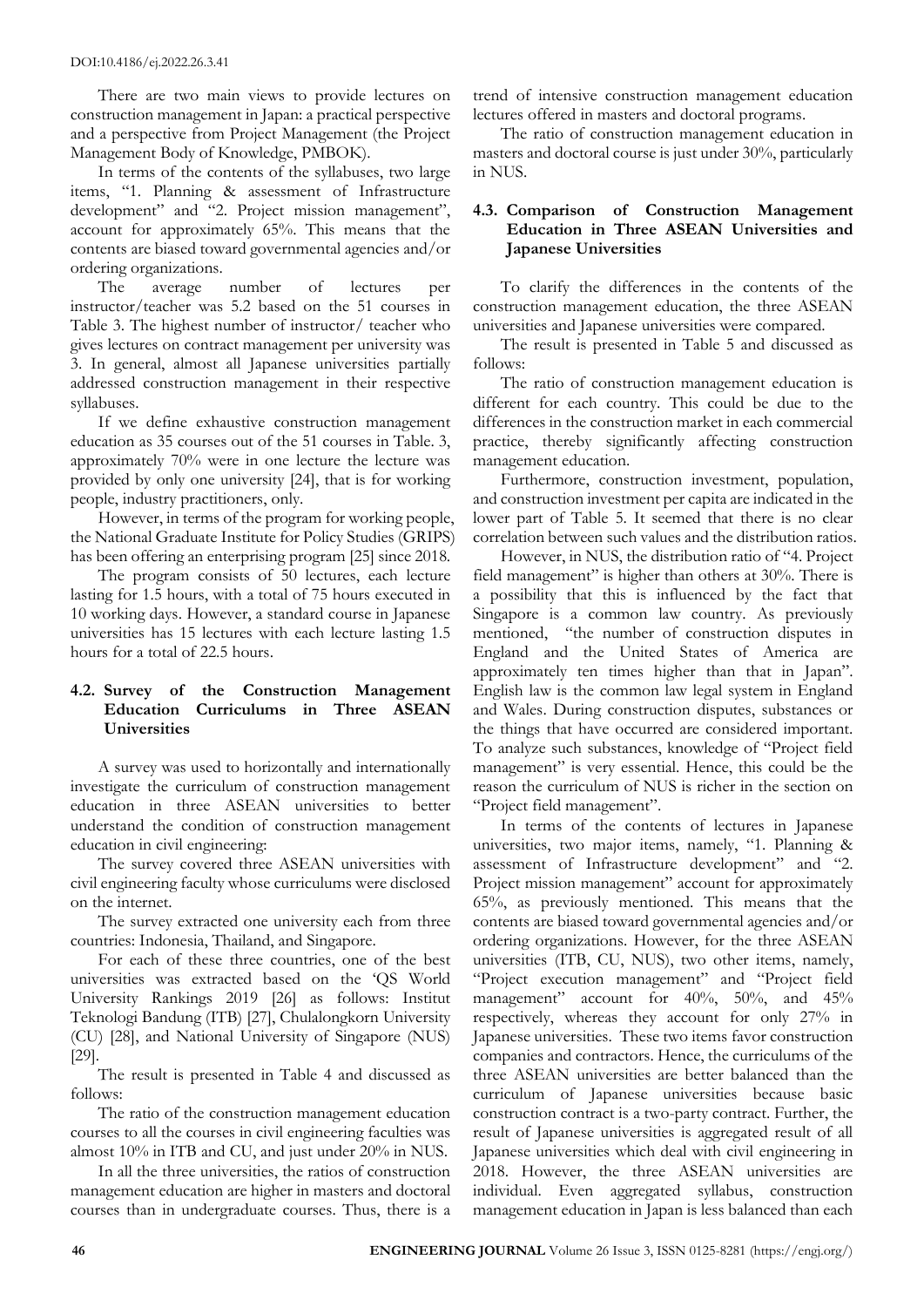There are two main views to provide lectures on construction management in Japan: a practical perspective and a perspective from Project Management (the Project Management Body of Knowledge, PMBOK).

In terms of the contents of the syllabuses, two large items, "1. Planning & assessment of Infrastructure development" and "2. Project mission management", account for approximately 65%. This means that the contents are biased toward governmental agencies and/or ordering organizations.

The average number of lectures per instructor/teacher was 5.2 based on the 51 courses in Table 3. The highest number of instructor/ teacher who gives lectures on contract management per university was 3. In general, almost all Japanese universities partially addressed construction management in their respective syllabuses.

If we define exhaustive construction management education as 35 courses out of the 51 courses in Table. 3, approximately 70% were in one lecture the lecture was provided by only one university [24], that is for working people, industry practitioners, only.

However, in terms of the program for working people, the National Graduate Institute for Policy Studies (GRIPS) has been offering an enterprising program [25] since 2018.

The program consists of 50 lectures, each lecture lasting for 1.5 hours, with a total of 75 hours executed in 10 working days. However, a standard course in Japanese universities has 15 lectures with each lecture lasting 1.5 hours for a total of 22.5 hours.

### 4.2. Survey of the Construction Management Education Curriculums in Three ASEAN Universities

A survey was used to horizontally and internationally investigate the curriculum of construction management education in three ASEAN universities to better understand the condition of construction management education in civil engineering:

The survey covered three ASEAN universities with civil engineering faculty whose curriculums were disclosed on the internet.

The survey extracted one university each from three countries: Indonesia, Thailand, and Singapore.

For each of these three countries, one of the best universities was extracted based on the 'QS World University Rankings 2019 [26] as follows: Institut Teknologi Bandung (ITB) [27], Chulalongkorn University (CU) [28], and National University of Singapore (NUS) [29].

The result is presented in Table 4 and discussed as follows:

The ratio of the construction management education courses to all the courses in civil engineering faculties was almost 10% in ITB and CU, and just under 20% in NUS.

In all the three universities, the ratios of construction management education are higher in masters and doctoral courses than in undergraduate courses. Thus, there is a trend of intensive construction management education lectures offered in masters and doctoral programs.

The ratio of construction management education in masters and doctoral course is just under 30%, particularly in NUS.

### 4.3. Comparison of Construction Management Education in Three ASEAN Universities and Japanese Universities

To clarify the differences in the contents of the construction management education, the three ASEAN universities and Japanese universities were compared.

The result is presented in Table 5 and discussed as follows:

The ratio of construction management education is different for each country. This could be due to the differences in the construction market in each commercial practice, thereby significantly affecting construction management education.

Furthermore, construction investment, population, and construction investment per capita are indicated in the lower part of Table 5. It seemed that there is no clear correlation between such values and the distribution ratios.

However, in NUS, the distribution ratio of "4. Project field management" is higher than others at 30%. There is a possibility that this is influenced by the fact that Singapore is a common law country. As previously mentioned, "the number of construction disputes in England and the United States of America are approximately ten times higher than that in Japan". English law is the common law legal system in England and Wales. During construction disputes, substances or the things that have occurred are considered important. To analyze such substances, knowledge of "Project field management" is very essential. Hence, this could be the reason the curriculum of NUS is richer in the section on "Project field management".

In terms of the contents of lectures in Japanese universities, two major items, namely, "1. Planning & assessment of Infrastructure development" and "2. Project mission management" account for approximately 65%, as previously mentioned. This means that the contents are biased toward governmental agencies and/or ordering organizations. However, for the three ASEAN universities (ITB, CU, NUS), two other items, namely, "Project execution management" and "Project field management" account for 40%, 50%, and 45% respectively, whereas they account for only 27% in Japanese universities. These two items favor construction companies and contractors. Hence, the curriculums of the three ASEAN universities are better balanced than the curriculum of Japanese universities because basic construction contract is a two-party contract. Further, the result of Japanese universities is aggregated result of all Japanese universities which deal with civil engineering in 2018. However, the three ASEAN universities are individual. Even aggregated syllabus, construction management education in Japan is less balanced than each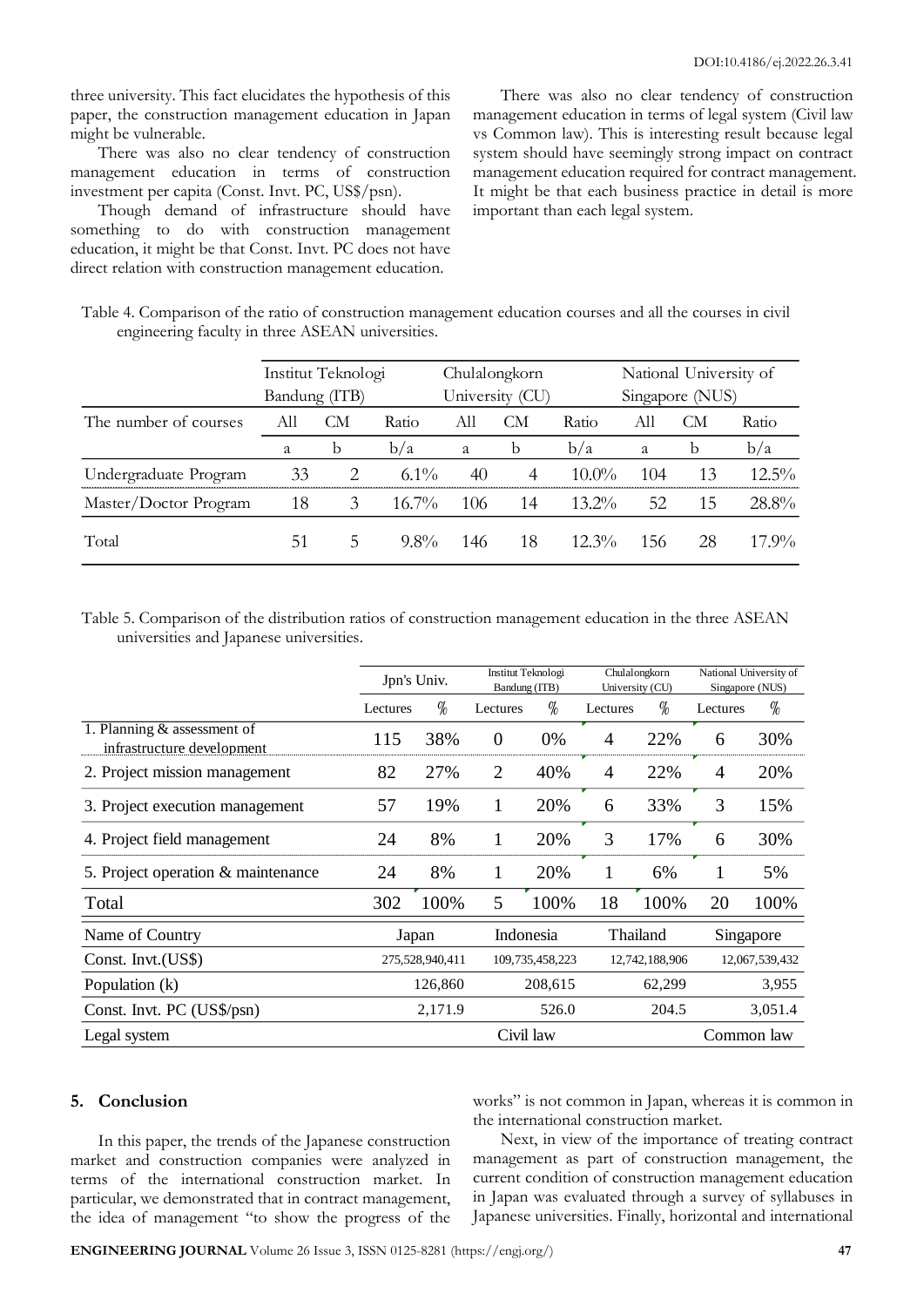three university. This fact elucidates the hypothesis of this paper, the construction management education in Japan might be vulnerable.

There was also no clear tendency of construction management education in terms of construction investment per capita (Const. Invt. PC, US$/psn).

Though demand of infrastructure should have something to do with construction management education, it might be that Const. Invt. PC does not have direct relation with construction management education.

There was also no clear tendency of construction management education in terms of legal system (Civil law vs Common law). This is interesting result because legal system should have seemingly strong impact on contract management education required for contract management. It might be that each business practice in detail is more important than each legal system.

Table 4. Comparison of the ratio of construction management education courses and all the courses in civil engineering faculty in three ASEAN universities.

| | Institut Teknologi Bandung (ITB) | | | Chulalongkorn University (CU) | | | National University of Singapore (NUS) | | |
|---|---|---|---|---|---|---|---|---|---|
| The number of courses | All | CM | Ratio | All | CM | Ratio | All | CM | Ratio |
| | a | b | b/a | a | b | b/a | a | b | b/a |
| Undergraduate Program | 33 | 2 | 6.1% | 40 | 4 | 10.0% | 104 | 13 | 12.5% |
| Master/Doctor Program | 18 | 3 | 16.7% | 106 | 14 | 13.2% | 52 | 15 | 28.8% |
| Total | 51 | 5 | 9.8% | 146 | 18 | 12.3% | 156 | 28 | 17.9% |

Table 5. Comparison of the distribution ratios of construction management education in the three ASEAN universities and Japanese universities.

| | Jpn's Univ. | | Institut Teknologi Bandung (ITB) | | Chulalongkorn University (CU) | | National University of Singapore (NUS) | |
|---|---|---|---|---|---|---|---|---|
| | Lectures | % | Lectures | % | Lectures | % | Lectures | % |
| 1. Planning & assessment of infrastructure development | 115 | 38% | 0 | 0% | 4 | 22% | 6 | 30% |
| 2. Project mission management | 82 | 27% | 2 | 40% | 4 | 22% | 4 | 20% |
| 3. Project execution management | 57 | 19% | 1 | 20% | 6 | 33% | 3 | 15% |
| 4. Project field management | 24 | 8% | 1 | 20% | 3 | 17% | 6 | 30% |
| 5. Project operation & maintenance | 24 | 8% | 1 | 20% | 1 | 6% | 1 | 5% |
| Total | 302 | 100% | 5 | 100% | 18 | 100% | 20 | 100% |
| Name of Country | Japan | | Indonesia | | Thailand | | Singapore | |
| Const. Invt.(US$) | 275,528,940,411 | | 109,735,458,223 | | 12,742,188,906 | | 12,067,539,432 | |
| Population (k) | 126,860 | | 208,615 | | 62,299 | | 3,955 | |
| Const. Invt. PC (US$/psn) | 2,171.9 | | 526.0 | | 204.5 | | 3,051.4 | |
| Legal system | Civil law | | | | | | Common law | |

## 5. Conclusion

In this paper, the trends of the Japanese construction market and construction companies were analyzed in terms of the international construction market. In particular, we demonstrated that in contract management, the idea of management "to show the progress of the works" is not common in Japan, whereas it is common in the international construction market.

Next, in view of the importance of treating contract management as part of construction management, the current condition of construction management education in Japan was evaluated through a survey of syllabuses in Japanese universities. Finally, horizontal and international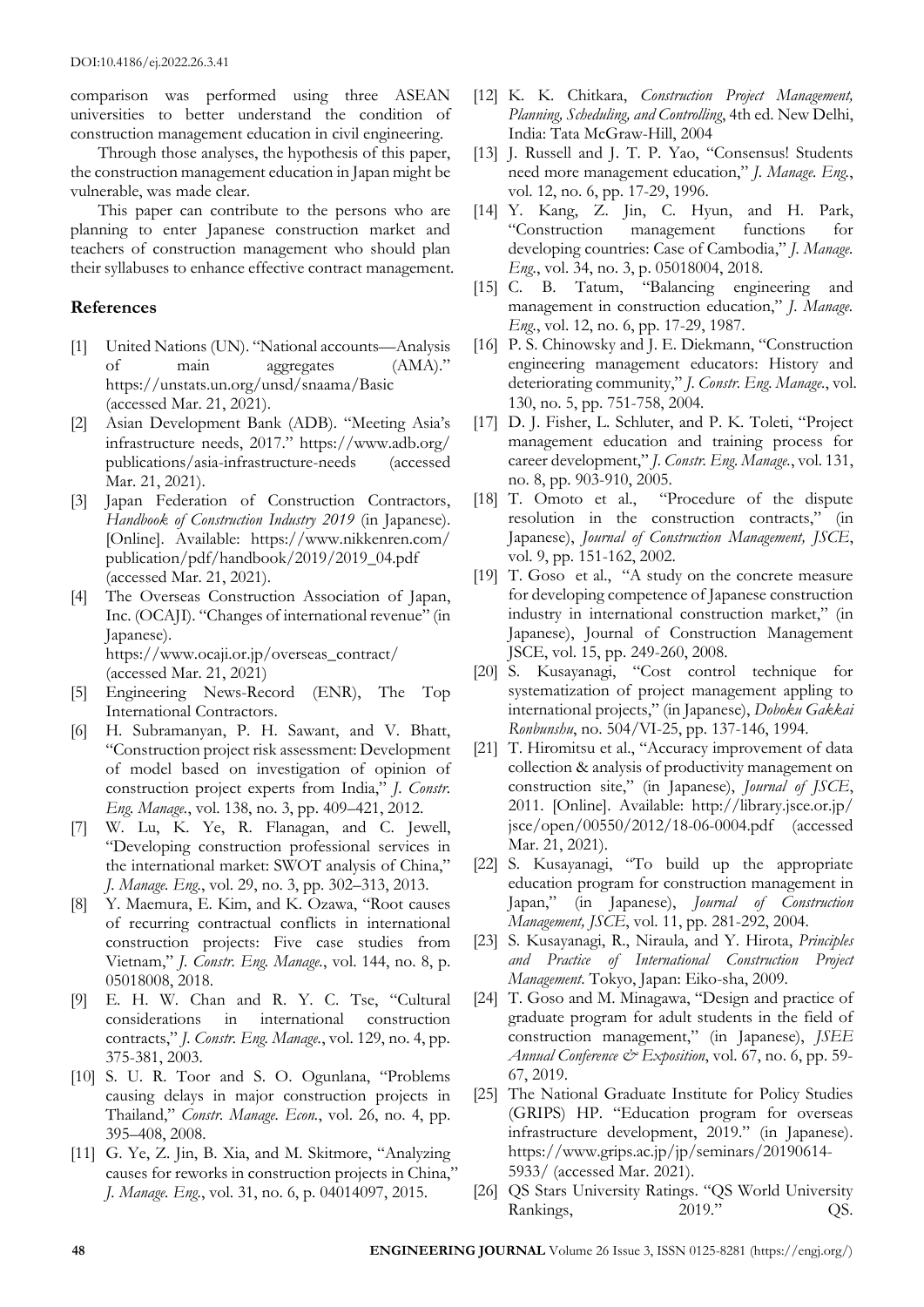comparison was performed using three ASEAN universities to better understand the condition of construction management education in civil engineering.

Through those analyses, the hypothesis of this paper, the construction management education in Japan might be vulnerable, was made clear.

This paper can contribute to the persons who are planning to enter Japanese construction market and teachers of construction management who should plan their syllabuses to enhance effective contract management.

## References

[1] United Nations (UN). "National accounts—Analysis of main aggregates (AMA)." https://unstats.un.org/unsd/snaama/Basic (accessed Mar. 21, 2021).

[2] Asian Development Bank (ADB). "Meeting Asia's infrastructure needs, 2017." https://www.adb.org/publications/asia-infrastructure-needs (accessed Mar. 21, 2021).

[3] Japan Federation of Construction Contractors, *Handbook of Construction Industry 2019* (in Japanese). [Online]. Available: https://www.nikkenren.com/publication/pdf/handbook/2019/2019_04.pdf (accessed Mar. 21, 2021).

[4] The Overseas Construction Association of Japan, Inc. (OCAJI). "Changes of international revenue" (in Japanese). https://www.ocaji.or.jp/overseas_contract/ (accessed Mar. 21, 2021)

[5] Engineering News-Record (ENR), The Top International Contractors.

[6] H. Subramanyan, P. H. Sawant, and V. Bhatt, "Construction project risk assessment: Development of model based on investigation of opinion of construction project experts from India," *J. Constr. Eng. Manage.*, vol. 138, no. 3, pp. 409–421, 2012.

[7] W. Lu, K. Ye, R. Flanagan, and C. Jewell, "Developing construction professional services in the international market: SWOT analysis of China," *J. Manage. Eng.*, vol. 29, no. 3, pp. 302–313, 2013.

[8] Y. Maemura, E. Kim, and K. Ozawa, "Root causes of recurring contractual conflicts in international construction projects: Five case studies from Vietnam," *J. Constr. Eng. Manage.*, vol. 144, no. 8, p. 05018008, 2018.

[9] E. H. W. Chan and R. Y. C. Tse, "Cultural considerations in international construction contracts," *J. Constr. Eng. Manage.*, vol. 129, no. 4, pp. 375-381, 2003.

[10] S. U. R. Toor and S. O. Ogunlana, "Problems causing delays in major construction projects in Thailand," *Constr. Manage. Econ.*, vol. 26, no. 4, pp. 395–408, 2008.

[11] G. Ye, Z. Jin, B. Xia, and M. Skitmore, "Analyzing causes for reworks in construction projects in China," *J. Manage. Eng.*, vol. 31, no. 6, p. 04014097, 2015.

[12] K. K. Chitkara, *Construction Project Management, Planning, Scheduling, and Controlling*, 4th ed. New Delhi, India: Tata McGraw-Hill, 2004

[13] J. Russell and J. T. P. Yao, "Consensus! Students need more management education," *J. Manage. Eng.*, vol. 12, no. 6, pp. 17-29, 1996.

[14] Y. Kang, Z. Jin, C. Hyun, and H. Park, "Construction management functions for developing countries: Case of Cambodia," *J. Manage. Eng.*, vol. 34, no. 3, p. 05018004, 2018.

[15] C. B. Tatum, "Balancing engineering and management in construction education," *J. Manage. Eng.*, vol. 12, no. 6, pp. 17-29, 1987.

[16] P. S. Chinowsky and J. E. Diekmann, "Construction engineering management educators: History and deteriorating community," *J. Constr. Eng. Manage.*, vol. 130, no. 5, pp. 751-758, 2004.

[17] D. J. Fisher, L. Schluter, and P. K. Toleti, "Project management education and training process for career development," *J. Constr. Eng. Manage.*, vol. 131, no. 8, pp. 903-910, 2005.

[18] T. Omoto et al., "Procedure of the dispute resolution in the construction contracts," (in Japanese), *Journal of Construction Management, JSCE*, vol. 9, pp. 151-162, 2002.

[19] T. Goso et al., "A study on the concrete measure for developing competence of Japanese construction industry in international construction market," (in Japanese), Journal of Construction Management JSCE, vol. 15, pp. 249-260, 2008.

[20] S. Kusayanagi, "Cost control technique for systematization of project management appling to international projects," (in Japanese), *Doboku Gakkai Ronbunshu*, no. 504/VI-25, pp. 137-146, 1994.

[21] T. Hiromitsu et al., "Accuracy improvement of data collection & analysis of productivity management on construction site," (in Japanese), *Journal of JSCE*, 2011. [Online]. Available: http://library.jsce.or.jp/jsce/open/00550/2012/18-06-0004.pdf (accessed Mar. 21, 2021).

[22] S. Kusayanagi, "To build up the appropriate education program for construction management in Japan," (in Japanese), *Journal of Construction Management, JSCE*, vol. 11, pp. 281-292, 2004.

[23] S. Kusayanagi, R., Niraula, and Y. Hirota, *Principles and Practice of International Construction Project Management*. Tokyo, Japan: Eiko-sha, 2009.

[24] T. Goso and M. Minagawa, "Design and practice of graduate program for adult students in the field of construction management," (in Japanese), *JSEE Annual Conference & Exposition*, vol. 67, no. 6, pp. 59-67, 2019.

[25] The National Graduate Institute for Policy Studies (GRIPS) HP. "Education program for overseas infrastructure development, 2019." (in Japanese). https://www.grips.ac.jp/jp/seminars/20190614-5933/ (accessed Mar. 2021).

[26] QS Stars University Ratings. "QS World University Rankings, 2019." QS.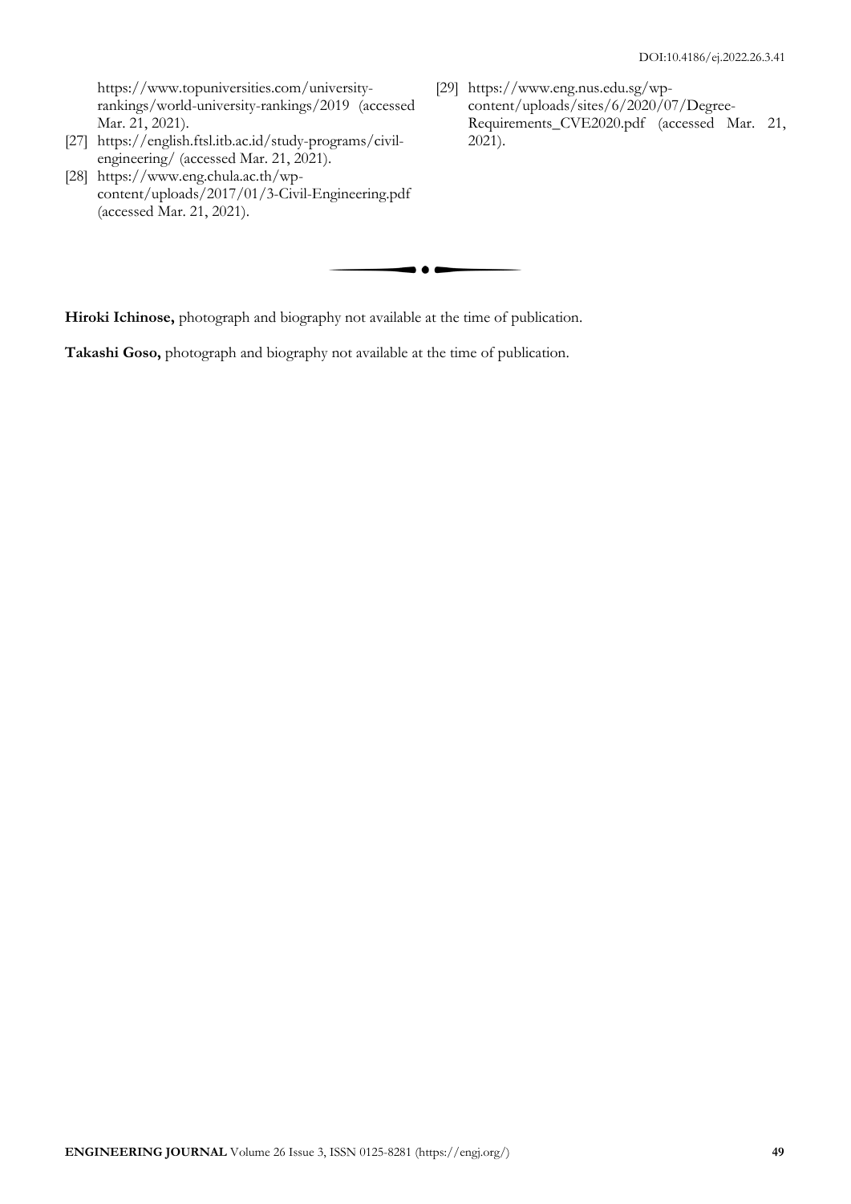https://www.topuniversities.com/university-rankings/world-university-rankings/2019 (accessed Mar. 21, 2021).

[27] https://english.ftsl.itb.ac.id/study-programs/civil-engineering/ (accessed Mar. 21, 2021).

[28] https://www.eng.chula.ac.th/wp-content/uploads/2017/01/3-Civil-Engineering.pdf (accessed Mar. 21, 2021).

[29] https://www.eng.nus.edu.sg/wp-content/uploads/sites/6/2020/07/Degree-Requirements_CVE2020.pdf (accessed Mar. 21, 2021).

**Hiroki Ichinose,** photograph and biography not available at the time of publication.

**Takashi Goso,** photograph and biography not available at the time of publication.